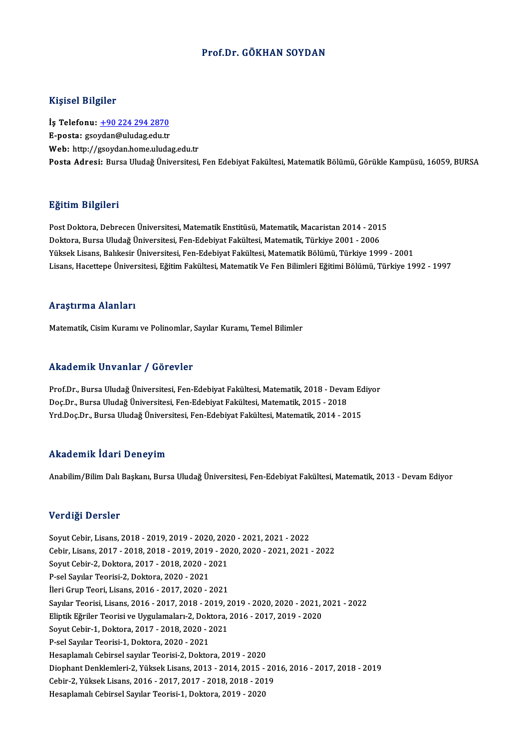# Prof.Dr. GÖKHAN SOYDAN

## Kişisel Bilgiler

**İş Telefonu:** +90 224 294 2870
**E-posta:** gsoydan@uludag.edu.tr
**Web:** http://gsoydan.home.uludag.edu.tr
**Posta Adresi:** Bursa Uludağ Üniversitesi, Fen Edebiyat Fakültesi, Matematik Bölümü, Görükle Kampüsü, 16059, BURSA

## Eğitim Bilgileri

Post Doktora, Debrecen Üniversitesi, Matematik Enstitüsü, Matematik, Macaristan 2014 - 2015
Doktora, Bursa Uludağ Üniversitesi, Fen-Edebiyat Fakültesi, Matematik, Türkiye 2001 - 2006
Yüksek Lisans, Balıkesir Üniversitesi, Fen-Edebiyat Fakültesi, Matematik Bölümü, Türkiye 1999 - 2001
Lisans, Hacettepe Üniversitesi, Eğitim Fakültesi, Matematik Ve Fen Bilimleri Eğitimi Bölümü, Türkiye 1992 - 1997

## Araştırma Alanları

Matematik, Cisim Kuramı ve Polinomlar, Sayılar Kuramı, Temel Bilimler

## Akademik Unvanlar / Görevler

Prof.Dr., Bursa Uludağ Üniversitesi, Fen-Edebiyat Fakültesi, Matematik, 2018 - Devam Ediyor
Doç.Dr., Bursa Uludağ Üniversitesi, Fen-Edebiyat Fakültesi, Matematik, 2015 - 2018
Yrd.Doç.Dr., Bursa Uludağ Üniversitesi, Fen-Edebiyat Fakültesi, Matematik, 2014 - 2015

## Akademik İdari Deneyim

Anabilim/Bilim Dalı Başkanı, Bursa Uludağ Üniversitesi, Fen-Edebiyat Fakültesi, Matematik, 2013 - Devam Ediyor

## Verdiği Dersler

Soyut Cebir, Lisans, 2018 - 2019, 2019 - 2020, 2020 - 2021, 2021 - 2022
Cebir, Lisans, 2017 - 2018, 2018 - 2019, 2019 - 2020, 2020 - 2021, 2021 - 2022
Soyut Cebir-2, Doktora, 2017 - 2018, 2020 - 2021
P-sel Sayılar Teorisi-2, Doktora, 2020 - 2021
İleri Grup Teori, Lisans, 2016 - 2017, 2020 - 2021
Sayılar Teorisi, Lisans, 2016 - 2017, 2018 - 2019, 2019 - 2020, 2020 - 2021, 2021 - 2022
Eliptik Eğriler Teorisi ve Uygulamaları-2, Doktora, 2016 - 2017, 2019 - 2020
Soyut Cebir-1, Doktora, 2017 - 2018, 2020 - 2021
P-sel Sayılar Teorisi-1, Doktora, 2020 - 2021
Hesaplamalı Cebirsel sayılar Teorisi-2, Doktora, 2019 - 2020
Diophant Denklemleri-2, Yüksek Lisans, 2013 - 2014, 2015 - 2016, 2016 - 2017, 2018 - 2019
Cebir-2, Yüksek Lisans, 2016 - 2017, 2017 - 2018, 2018 - 2019
Hesaplamalı Cebirsel Sayılar Teorisi-1, Doktora, 2019 - 2020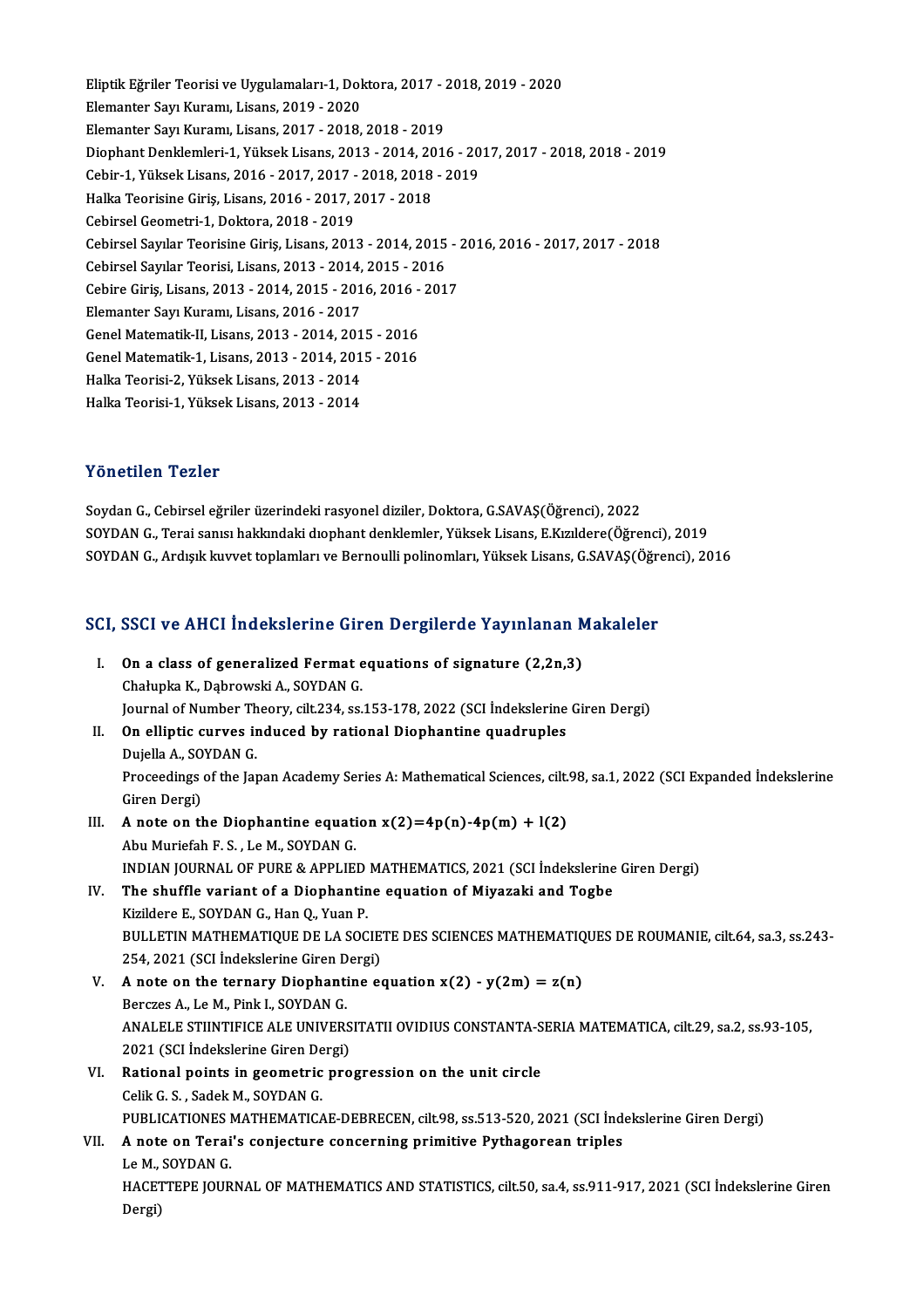Eliptik Eğriler Teorisi ve Uygulamaları-1, Doktora, 2017 - 2018, 2019 - 2020
Elemanter Sayı Kuramı, Lisans, 2019 - 2020
Elemanter Sayı Kuramı, Lisans, 2017 - 2018, 2018 - 2019
Diophant Denklemleri-1, Yüksek Lisans, 2013 - 2014, 2016 - 2017, 2017 - 2018, 2018 - 2019
Cebir-1, Yüksek Lisans, 2016 - 2017, 2017 - 2018, 2018 - 2019
Halka Teorisine Giriş, Lisans, 2016 - 2017, 2017 - 2018
Cebirsel Geometri-1, Doktora, 2018 - 2019
Cebirsel Sayılar Teorisine Giriş, Lisans, 2013 - 2014, 2015 - 2016, 2016 - 2017, 2017 - 2018
Cebirsel Sayılar Teorisi, Lisans, 2013 - 2014, 2015 - 2016
Cebire Giriş, Lisans, 2013 - 2014, 2015 - 2016, 2016 - 2017
Elemanter Sayı Kuramı, Lisans, 2016 - 2017
Genel Matematik-II, Lisans, 2013 - 2014, 2015 - 2016
Genel Matematik-1, Lisans, 2013 - 2014, 2015 - 2016
Halka Teorisi-2, Yüksek Lisans, 2013 - 2014
Halka Teorisi-1, Yüksek Lisans, 2013 - 2014

## Yönetilen Tezler

Soydan G., Cebirsel eğriler üzerindeki rasyonel diziler, Doktora, G.SAVAŞ(Öğrenci), 2022
SOYDAN G., Terai sanısı hakkındaki dıophant denklemler, Yüksek Lisans, E.Kızıldere(Öğrenci), 2019
SOYDAN G., Ardışık kuvvet toplamları ve Bernoulli polinomları, Yüksek Lisans, G.SAVAŞ(Öğrenci), 2016

## SCI, SSCI ve AHCI İndekslerine Giren Dergilerde Yayınlanan Makaleler

I. **On a class of generalized Fermat equations of signature (2,2n,3)**
Chałupka K., Dąbrowski A., SOYDAN G.
Journal of Number Theory, cilt.234, ss.153-178, 2022 (SCI İndekslerine Giren Dergi)

II. **On elliptic curves induced by rational Diophantine quadruples**
Dujella A., SOYDAN G.
Proceedings of the Japan Academy Series A: Mathematical Sciences, cilt.98, sa.1, 2022 (SCI Expanded İndekslerine Giren Dergi)

III. **A note on the Diophantine equation x(2)=4p(n)-4p(m) + l(2)**
Abu Muriefah F. S. , Le M., SOYDAN G.
INDIAN JOURNAL OF PURE & APPLIED MATHEMATICS, 2021 (SCI İndekslerine Giren Dergi)

IV. **The shuffle variant of a Diophantine equation of Miyazaki and Togbe**
Kizildere E., SOYDAN G., Han Q., Yuan P.
BULLETIN MATHEMATIQUE DE LA SOCIETE DES SCIENCES MATHEMATIQUES DE ROUMANIE, cilt.64, sa.3, ss.243-254, 2021 (SCI İndekslerine Giren Dergi)

V. **A note on the ternary Diophantine equation x(2) - y(2m) = z(n)**
Berczes A., Le M., Pink I., SOYDAN G.
ANALELE STIINTIFICE ALE UNIVERSITATII OVIDIUS CONSTANTA-SERIA MATEMATICA, cilt.29, sa.2, ss.93-105, 2021 (SCI İndekslerine Giren Dergi)

VI. **Rational points in geometric progression on the unit circle**
Celik G. S. , Sadek M., SOYDAN G.
PUBLICATIONES MATHEMATICAE-DEBRECEN, cilt.98, ss.513-520, 2021 (SCI İndekslerine Giren Dergi)

VII. **A note on Terai's conjecture concerning primitive Pythagorean triples**
Le M., SOYDAN G.
HACETTEPE JOURNAL OF MATHEMATICS AND STATISTICS, cilt.50, sa.4, ss.911-917, 2021 (SCI İndekslerine Giren Dergi)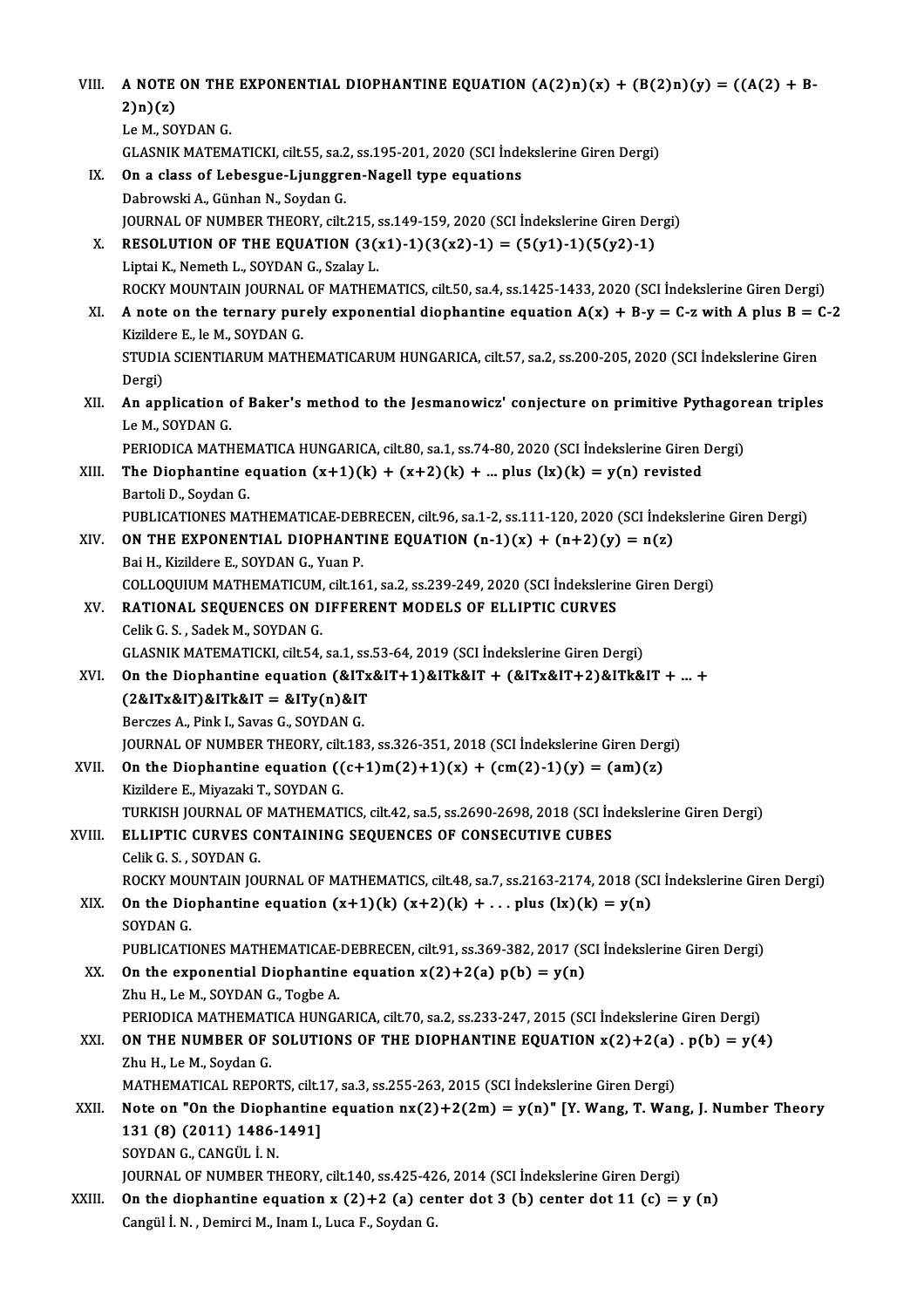VIII. **A NOTE ON THE EXPONENTIAL DIOPHANTINE EQUATION (A(2)n)(x) + (B(2)n)(y) = ((A(2) + B-2)n)(z)**
Le M., SOYDAN G.
GLASNIK MATEMATICKI, cilt.55, sa.2, ss.195-201, 2020 (SCI İndekslerine Giren Dergi)

IX. **On a class of Lebesgue-Ljunggren-Nagell type equations**
Dabrowski A., Günhan N., Soydan G.
JOURNAL OF NUMBER THEORY, cilt.215, ss.149-159, 2020 (SCI İndekslerine Giren Dergi)

X. **RESOLUTION OF THE EQUATION (3(x1)-1)(3(x2)-1) = (5(y1)-1)(5(y2)-1)**
Liptai K., Nemeth L., SOYDAN G., Szalay L.
ROCKY MOUNTAIN JOURNAL OF MATHEMATICS, cilt.50, sa.4, ss.1425-1433, 2020 (SCI İndekslerine Giren Dergi)

XI. **A note on the ternary purely exponential diophantine equation A(x) + B-y = C-z with A plus B = C-2**
Kizildere E., le M., SOYDAN G.
STUDIA SCIENTIARUM MATHEMATICARUM HUNGARICA, cilt.57, sa.2, ss.200-205, 2020 (SCI İndekslerine Giren Dergi)

XII. **An application of Baker's method to the Jesmanowicz' conjecture on primitive Pythagorean triples**
Le M., SOYDAN G.
PERIODICA MATHEMATICA HUNGARICA, cilt.80, sa.1, ss.74-80, 2020 (SCI İndekslerine Giren Dergi)

XIII. **The Diophantine equation (x+1)(k) + (x+2)(k) + ... plus (lx)(k) = y(n) revisted**
Bartoli D., Soydan G.
PUBLICATIONES MATHEMATICAE-DEBRECEN, cilt.96, sa.1-2, ss.111-120, 2020 (SCI İndekslerine Giren Dergi)

XIV. **ON THE EXPONENTIAL DIOPHANTINE EQUATION (n-1)(x) + (n+2)(y) = n(z)**
Bai H., Kizildere E., SOYDAN G., Yuan P.
COLLOQUIUM MATHEMATICUM, cilt.161, sa.2, ss.239-249, 2020 (SCI İndekslerine Giren Dergi)

XV. **RATIONAL SEQUENCES ON DIFFERENT MODELS OF ELLIPTIC CURVES**
Celik G. S. , Sadek M., SOYDAN G.
GLASNIK MATEMATICKI, cilt.54, sa.1, ss.53-64, 2019 (SCI İndekslerine Giren Dergi)

XVI. **On the Diophantine equation (&ITx&IT+1)&ITk&IT + (&ITx&IT+2)&ITk&IT + ... + (2&ITx&IT)&ITk&IT = &ITy(n)&IT**
Berczes A., Pink I., Savas G., SOYDAN G.
JOURNAL OF NUMBER THEORY, cilt.183, ss.326-351, 2018 (SCI İndekslerine Giren Dergi)

XVII. **On the Diophantine equation ((c+1)m(2)+1)(x) + (cm(2)-1)(y) = (am)(z)**
Kizildere E., Miyazaki T., SOYDAN G.
TURKISH JOURNAL OF MATHEMATICS, cilt.42, sa.5, ss.2690-2698, 2018 (SCI İndekslerine Giren Dergi)

XVIII. **ELLIPTIC CURVES CONTAINING SEQUENCES OF CONSECUTIVE CUBES**
Celik G. S. , SOYDAN G.
ROCKY MOUNTAIN JOURNAL OF MATHEMATICS, cilt.48, sa.7, ss.2163-2174, 2018 (SCI İndekslerine Giren Dergi)

XIX. **On the Diophantine equation (x+1)(k) (x+2)(k) + . . . plus (lx)(k) = y(n)**
SOYDAN G.
PUBLICATIONES MATHEMATICAE-DEBRECEN, cilt.91, ss.369-382, 2017 (SCI İndekslerine Giren Dergi)

XX. **On the exponential Diophantine equation x(2)+2(a) p(b) = y(n)**
Zhu H., Le M., SOYDAN G., Togbe A.
PERIODICA MATHEMATICA HUNGARICA, cilt.70, sa.2, ss.233-247, 2015 (SCI İndekslerine Giren Dergi)

XXI. **ON THE NUMBER OF SOLUTIONS OF THE DIOPHANTINE EQUATION x(2)+2(a) . p(b) = y(4)**
Zhu H., Le M., Soydan G.
MATHEMATICAL REPORTS, cilt.17, sa.3, ss.255-263, 2015 (SCI İndekslerine Giren Dergi)

XXII. **Note on "On the Diophantine equation nx(2)+2(2m) = y(n)" [Y. Wang, T. Wang, J. Number Theory 131 (8) (2011) 1486-1491]**
SOYDAN G., CANGÜL İ. N.
JOURNAL OF NUMBER THEORY, cilt.140, ss.425-426, 2014 (SCI İndekslerine Giren Dergi)

XXIII. **On the diophantine equation x (2)+2 (a) center dot 3 (b) center dot 11 (c) = y (n)**
Cangül İ. N. , Demirci M., Inam I., Luca F., Soydan G.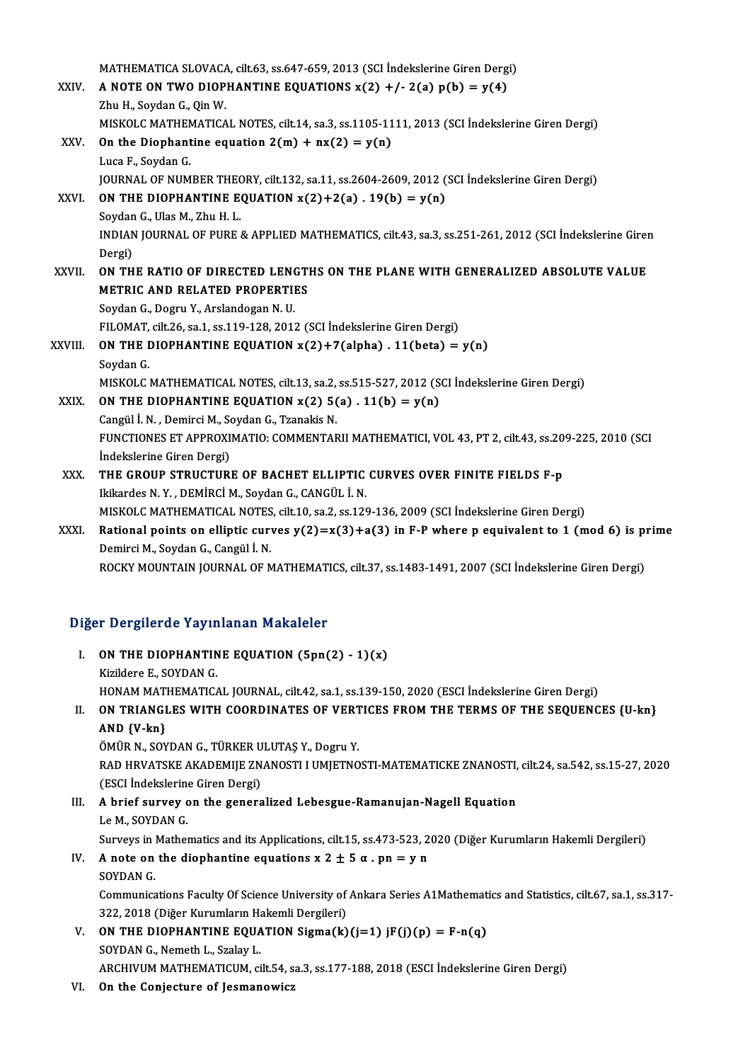MATHEMATICA SLOVACA, cilt.63, ss.647-659, 2013 (SCI İndekslerine Giren Dergi)

XXIV. **A NOTE ON TWO DIOPHANTINE EQUATIONS x(2) +/- 2(a) p(b) = y(4)**
Zhu H., Soydan G., Qin W.
MISKOLC MATHEMATICAL NOTES, cilt.14, sa.3, ss.1105-1111, 2013 (SCI İndekslerine Giren Dergi)

XXV. **On the Diophantine equation 2(m) + nx(2) = y(n)**
Luca F., Soydan G.
JOURNAL OF NUMBER THEORY, cilt.132, sa.11, ss.2604-2609, 2012 (SCI İndekslerine Giren Dergi)

XXVI. **ON THE DIOPHANTINE EQUATION x(2)+2(a) . 19(b) = y(n)**
Soydan G., Ulas M., Zhu H. L.
INDIAN JOURNAL OF PURE & APPLIED MATHEMATICS, cilt.43, sa.3, ss.251-261, 2012 (SCI İndekslerine Giren Dergi)

XXVII. **ON THE RATIO OF DIRECTED LENGTHS ON THE PLANE WITH GENERALIZED ABSOLUTE VALUE METRIC AND RELATED PROPERTIES**
Soydan G., Dogru Y., Arslandogan N. U.
FILOMAT, cilt.26, sa.1, ss.119-128, 2012 (SCI İndekslerine Giren Dergi)

XXVIII. **ON THE DIOPHANTINE EQUATION x(2)+7(alpha) . 11(beta) = y(n)**
Soydan G.
MISKOLC MATHEMATICAL NOTES, cilt.13, sa.2, ss.515-527, 2012 (SCI İndekslerine Giren Dergi)

XXIX. **ON THE DIOPHANTINE EQUATION x(2) 5(a) . 11(b) = y(n)**
Cangül İ. N. , Demirci M., Soydan G., Tzanakis N.
FUNCTIONES ET APPROXIMATIO: COMMENTARII MATHEMATICI, VOL 43, PT 2, cilt.43, ss.209-225, 2010 (SCI İndekslerine Giren Dergi)

XXX. **THE GROUP STRUCTURE OF BACHET ELLIPTIC CURVES OVER FINITE FIELDS F-p**
Ikikardes N. Y. , DEMİRCİ M., Soydan G., CANGÜL İ. N.
MISKOLC MATHEMATICAL NOTES, cilt.10, sa.2, ss.129-136, 2009 (SCI İndekslerine Giren Dergi)

XXXI. **Rational points on elliptic curves y(2)=x(3)+a(3) in F-P where p equivalent to 1 (mod 6) is prime**
Demirci M., Soydan G., Cangül İ. N.
ROCKY MOUNTAIN JOURNAL OF MATHEMATICS, cilt.37, ss.1483-1491, 2007 (SCI İndekslerine Giren Dergi)

## Diğer Dergilerde Yayınlanan Makaleler

I. **ON THE DIOPHANTINE EQUATION (5pn(2) - 1)(x)**
Kizildere E., SOYDAN G.
HONAM MATHEMATICAL JOURNAL, cilt.42, sa.1, ss.139-150, 2020 (ESCI İndekslerine Giren Dergi)

II. **ON TRIANGLES WITH COORDINATES OF VERTICES FROM THE TERMS OF THE SEQUENCES {U-kn} AND {V-kn}**
ÖMÜR N., SOYDAN G., TÜRKER ULUTAŞ Y., Dogru Y.
RAD HRVATSKE AKADEMIJE ZNANOSTI I UMJETNOSTI-MATEMATICKE ZNANOSTI, cilt.24, sa.542, ss.15-27, 2020 (ESCI İndekslerine Giren Dergi)

III. **A brief survey on the generalized Lebesgue-Ramanujan-Nagell Equation**
Le M., SOYDAN G.
Surveys in Mathematics and its Applications, cilt.15, ss.473-523, 2020 (Diğer Kurumların Hakemli Dergileri)

IV. **A note on the diophantine equations x 2 ± 5 α . pn = y n**
SOYDAN G.
Communications Faculty Of Science University of Ankara Series A1Mathematics and Statistics, cilt.67, sa.1, ss.317-322, 2018 (Diğer Kurumların Hakemli Dergileri)

V. **ON THE DIOPHANTINE EQUATION Sigma(k)(j=1) jF(j)(p) = F-n(q)**
SOYDAN G., Nemeth L., Szalay L.
ARCHIVUM MATHEMATICUM, cilt.54, sa.3, ss.177-188, 2018 (ESCI İndekslerine Giren Dergi)

VI. **On the Conjecture of Jesmanowicz**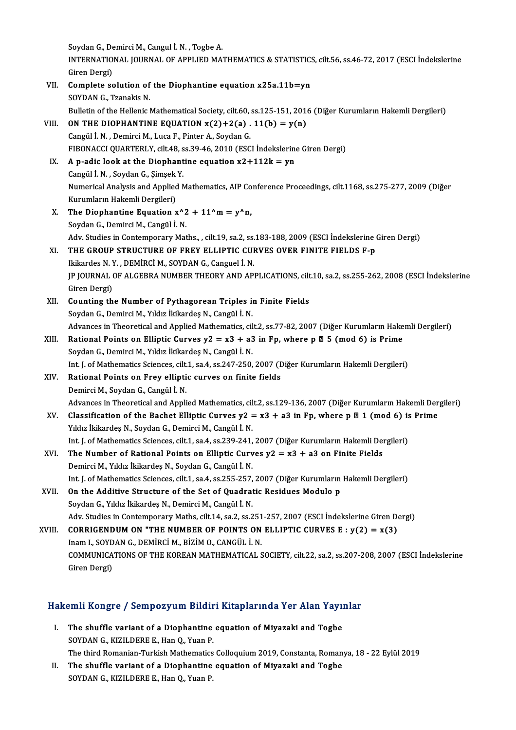Soydan G., Demirci M., Cangul İ. N. , Togbe A.
INTERNATIONAL JOURNAL OF APPLIED MATHEMATICS & STATISTICS, cilt.56, ss.46-72, 2017 (ESCI İndekslerine Giren Dergi)

VII. **Complete solution of the Diophantine equation x25a.11b=yn**
SOYDAN G., Tzanakis N.
Bulletin of the Hellenic Mathematical Society, cilt.60, ss.125-151, 2016 (Diğer Kurumların Hakemli Dergileri)

VIII. **ON THE DIOPHANTINE EQUATION x(2)+2(a) . 11(b) = y(n)**
Cangül İ. N. , Demirci M., Luca F., Pinter A., Soydan G.
FIBONACCI QUARTERLY, cilt.48, ss.39-46, 2010 (ESCI İndekslerine Giren Dergi)

IX. **A p-adic look at the Diophantine equation x2+112k = yn**
Cangül İ. N. , Soydan G., Şimşek Y.
Numerical Analysis and Applied Mathematics, AIP Conference Proceedings, cilt.1168, ss.275-277, 2009 (Diğer Kurumların Hakemli Dergileri)

X. **The Diophantine Equation x^2 + 11^m = y^n,**
Soydan G., Demirci M., Cangül İ. N.
Adv. Studies in Contemporary Maths., , cilt.19, sa.2, ss.183-188, 2009 (ESCI İndekslerine Giren Dergi)

XI. **THE GROUP STRUCTURE OF FREY ELLIPTIC CURVES OVER FINITE FIELDS F-p**
Ikikardes N. Y. , DEMİRCİ M., SOYDAN G., Canguel I. N.
JP JOURNAL OF ALGEBRA NUMBER THEORY AND APPLICATIONS, cilt.10, sa.2, ss.255-262, 2008 (ESCI İndekslerine Giren Dergi)

XII. **Counting the Number of Pythagorean Triples in Finite Fields**
Soydan G., Demirci M., Yıldız İkikardeş N., Cangül İ. N.
Advances in Theoretical and Applied Mathematics, cilt.2, ss.77-82, 2007 (Diğer Kurumların Hakemli Dergileri)

XIII. **Rational Points on Elliptic Curves y2 = x3 + a3 in Fp, where p � 5 (mod 6) is Prime**
Soydan G., Demirci M., Yıldız İkikardeş N., Cangül İ. N.
Int. J. of Mathematics Sciences, cilt.1, sa.4, ss.247-250, 2007 (Diğer Kurumların Hakemli Dergileri)

XIV. **Rational Points on Frey elliptic curves on finite fields**
Demirci M., Soydan G., Cangül İ. N.
Advances in Theoretical and Applied Mathematics, cilt.2, ss.129-136, 2007 (Diğer Kurumların Hakemli Dergileri)

XV. **Classification of the Bachet Elliptic Curves y2 = x3 + a3 in Fp, where p � 1 (mod 6) is Prime**
Yıldız İkikardeş N., Soydan G., Demirci M., Cangül İ. N.
Int. J. of Mathematics Sciences, cilt.1, sa.4, ss.239-241, 2007 (Diğer Kurumların Hakemli Dergileri)

XVI. **The Number of Rational Points on Elliptic Curves y2 = x3 + a3 on Finite Fields**
Demirci M., Yıldız İkikardeş N., Soydan G., Cangül İ. N.
Int. J. of Mathematics Sciences, cilt.1, sa.4, ss.255-257, 2007 (Diğer Kurumların Hakemli Dergileri)

XVII. **On the Additive Structure of the Set of Quadratic Residues Modulo p**
Soydan G., Yıldız İkikardeş N., Demirci M., Cangül İ. N.
Adv. Studies in Contemporary Maths, cilt.14, sa.2, ss.251-257, 2007 (ESCI İndekslerine Giren Dergi)

XVIII. **CORRIGENDUM ON "THE NUMBER OF POINTS ON ELLIPTIC CURVES E : y(2) = x(3)**
Inam I., SOYDAN G., DEMİRCİ M., BİZİM O., CANGÜL İ. N.
COMMUNICATIONS OF THE KOREAN MATHEMATICAL SOCIETY, cilt.22, sa.2, ss.207-208, 2007 (ESCI İndekslerine Giren Dergi)

## Hakemli Kongre / Sempozyum Bildiri Kitaplarında Yer Alan Yayınlar

I. **The shuffle variant of a Diophantine equation of Miyazaki and Togbe**
SOYDAN G., KIZILDERE E., Han Q., Yuan P.
The third Romanian-Turkish Mathematics Colloquium 2019, Constanta, Romanya, 18 - 22 Eylül 2019

II. **The shuffle variant of a Diophantine equation of Miyazaki and Togbe**
SOYDAN G., KIZILDERE E., Han Q., Yuan P.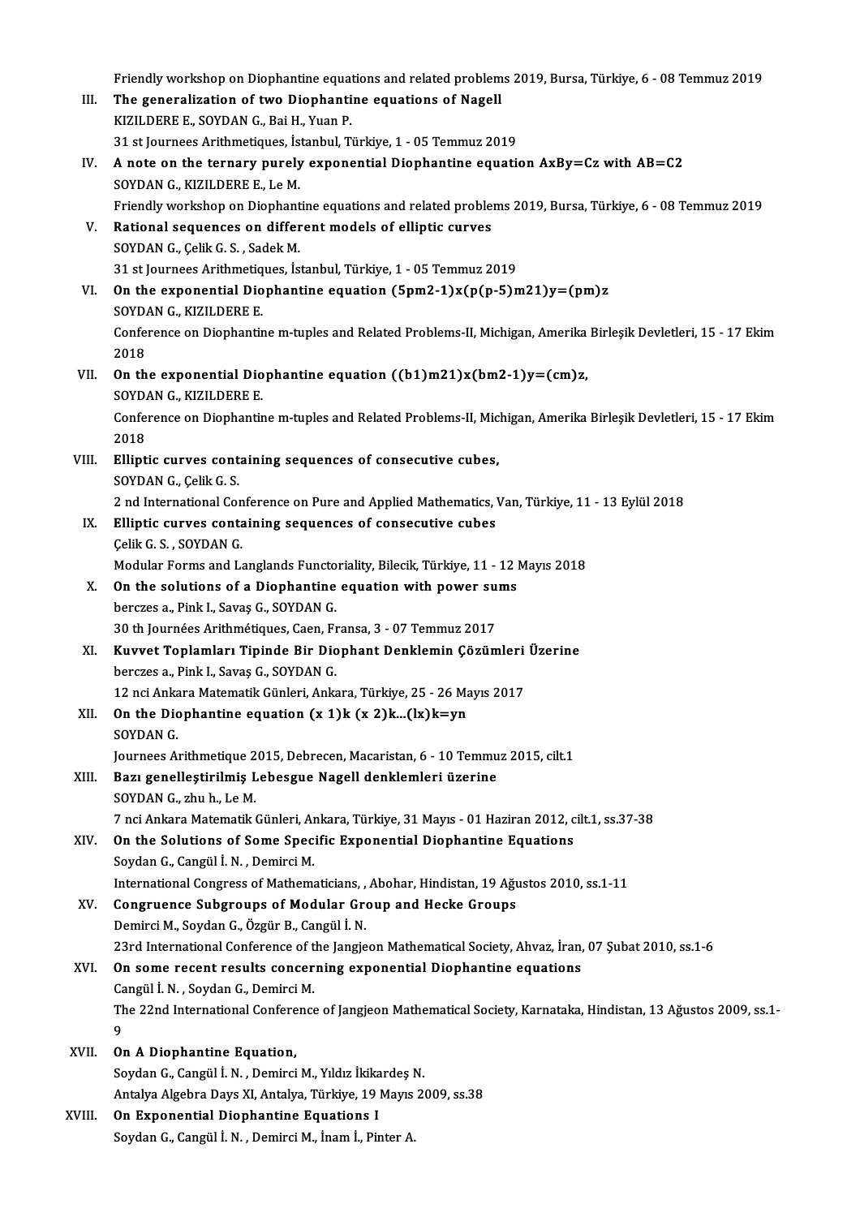Friendly workshop on Diophantine equations and related problems 2019, Bursa, Türkiye, 6 - 08 Temmuz 2019

III. **The generalization of two Diophantine equations of Nagell**
KIZILDERE E., SOYDAN G., Bai H., Yuan P.
31 st Journees Arithmetiques, İstanbul, Türkiye, 1 - 05 Temmuz 2019

IV. **A note on the ternary purely exponential Diophantine equation AxBy=Cz with AB=C2**
SOYDAN G., KIZILDERE E., Le M.
Friendly workshop on Diophantine equations and related problems 2019, Bursa, Türkiye, 6 - 08 Temmuz 2019

V. **Rational sequences on different models of elliptic curves**
SOYDAN G., Çelik G. S. , Sadek M.
31 st Journees Arithmetiques, İstanbul, Türkiye, 1 - 05 Temmuz 2019

VI. **On the exponential Diophantine equation (5pm2-1)x(p(p-5)m21)y=(pm)z**
SOYDAN G., KIZILDERE E.
Conference on Diophantine m-tuples and Related Problems-II, Michigan, Amerika Birleşik Devletleri, 15 - 17 Ekim 2018

VII. **On the exponential Diophantine equation ((b1)m21)x(bm2-1)y=(cm)z,**
SOYDAN G., KIZILDERE E.
Conference on Diophantine m-tuples and Related Problems-II, Michigan, Amerika Birleşik Devletleri, 15 - 17 Ekim 2018

VIII. **Elliptic curves containing sequences of consecutive cubes,**
SOYDAN G., Çelik G. S.
2 nd International Conference on Pure and Applied Mathematics, Van, Türkiye, 11 - 13 Eylül 2018

IX. **Elliptic curves containing sequences of consecutive cubes**
Çelik G. S. , SOYDAN G.
Modular Forms and Langlands Functoriality, Bilecik, Türkiye, 11 - 12 Mayıs 2018

X. **On the solutions of a Diophantine equation with power sums**
berczes a., Pink I., Savaş G., SOYDAN G.
30 th Journées Arithmétiques, Caen, Fransa, 3 - 07 Temmuz 2017

XI. **Kuvvet Toplamları Tipinde Bir Diophant Denklemin Çözümleri Üzerine**
berczes a., Pink I., Savaş G., SOYDAN G.
12 nci Ankara Matematik Günleri, Ankara, Türkiye, 25 - 26 Mayıs 2017

XII. **On the Diophantine equation (x 1)k (x 2)k...(lx)k=yn**
SOYDAN G.
Journees Arithmetique 2015, Debrecen, Macaristan, 6 - 10 Temmuz 2015, cilt.1

XIII. **Bazı genelleştirilmiş Lebesgue Nagell denklemleri üzerine**
SOYDAN G., zhu h., Le M.
7 nci Ankara Matematik Günleri, Ankara, Türkiye, 31 Mayıs - 01 Haziran 2012, cilt.1, ss.37-38

XIV. **On the Solutions of Some Specific Exponential Diophantine Equations**
Soydan G., Cangül İ. N. , Demirci M.
International Congress of Mathematicians, , Abohar, Hindistan, 19 Ağustos 2010, ss.1-11

XV. **Congruence Subgroups of Modular Group and Hecke Groups**
Demirci M., Soydan G., Özgür B., Cangül İ. N.
23rd International Conference of the Jangjeon Mathematical Society, Ahvaz, İran, 07 Şubat 2010, ss.1-6

XVI. **On some recent results concerning exponential Diophantine equations**
Cangül İ. N. , Soydan G., Demirci M.
The 22nd International Conference of Jangjeon Mathematical Society, Karnataka, Hindistan, 13 Ağustos 2009, ss.1-9

XVII. **On A Diophantine Equation,**
Soydan G., Cangül İ. N. , Demirci M., Yıldız İkikardeş N.
Antalya Algebra Days XI, Antalya, Türkiye, 19 Mayıs 2009, ss.38

XVIII. **On Exponential Diophantine Equations I**
Soydan G., Cangül İ. N. , Demirci M., İnam İ., Pinter A.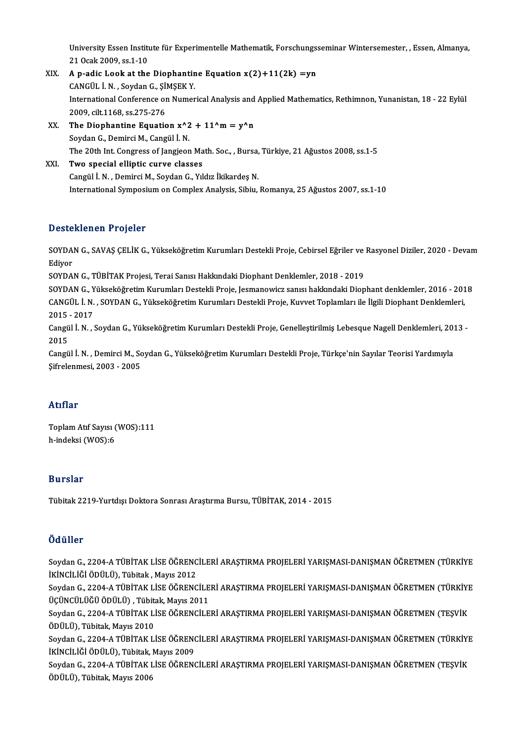University Essen Institute für Experimentelle Mathematik, Forschungsseminar Wintersemester, , Essen, Almanya, 21 Ocak 2009, ss.1-10

XIX. **A p-adic Look at the Diophantine Equation $x(2)+11(2k) =yn$**
CANGÜL İ. N. , Soydan G., ŞİMŞEK Y.
International Conference on Numerical Analysis and Applied Mathematics, Rethimnon, Yunanistan, 18 - 22 Eylül 2009, cilt.1168, ss.275-276

XX. **The Diophantine Equation $x^2 + 11^m = y^n$**
Soydan G., Demirci M., Cangül İ. N.
The 20th Int. Congress of Jangjeon Math. Soc., , Bursa, Türkiye, 21 Ağustos 2008, ss.1-5

XXI. **Two special elliptic curve classes**
Cangül İ. N. , Demirci M., Soydan G., Yıldız İkikardeş N.
International Symposium on Complex Analysis, Sibiu, Romanya, 25 Ağustos 2007, ss.1-10

## Desteklenen Projeler

SOYDAN G., SAVAŞ ÇELİK G., Yükseköğretim Kurumları Destekli Proje, Cebirsel Eğriler ve Rasyonel Diziler, 2020 - Devam Ediyor

SOYDAN G., TÜBİTAK Projesi, Terai Sanısı Hakkındaki Diophant Denklemler, 2018 - 2019

SOYDAN G., Yükseköğretim Kurumları Destekli Proje, Jesmanowicz sanısı hakkındaki Diophant denklemler, 2016 - 2018

CANGÜL İ. N. , SOYDAN G., Yükseköğretim Kurumları Destekli Proje, Kuvvet Toplamları ile İlgili Diophant Denklemleri, 2015 - 2017

Cangül İ. N. , Soydan G., Yükseköğretim Kurumları Destekli Proje, Genelleştirilmiş Lebesque Nagell Denklemleri, 2013 - 2015

Cangül İ. N. , Demirci M., Soydan G., Yükseköğretim Kurumları Destekli Proje, Türkçe'nin Sayılar Teorisi Yardımıyla Şifrelenmesi, 2003 - 2005

## Atıflar

Toplam Atıf Sayısı (WOS):111
h-indeksi (WOS):6

## Burslar

Tübitak 2219-Yurtdışı Doktora Sonrası Araştırma Bursu, TÜBİTAK, 2014 - 2015

## Ödüller

Soydan G., 2204-A TÜBİTAK LİSE ÖĞRENCİLERİ ARAŞTIRMA PROJELERİ YARIŞMASI-DANIŞMAN ÖĞRETMEN (TÜRKİYE İKİNCİLİĞİ ÖDÜLÜ), Tübitak , Mayıs 2012

Soydan G., 2204-A TÜBİTAK LİSE ÖĞRENCİLERİ ARAŞTIRMA PROJELERİ YARIŞMASI-DANIŞMAN ÖĞRETMEN (TÜRKİYE ÜÇÜNCÜLÜĞÜ ÖDÜLÜ) , Tübitak, Mayıs 2011

Soydan G., 2204-A TÜBİTAK LİSE ÖĞRENCİLERİ ARAŞTIRMA PROJELERİ YARIŞMASI-DANIŞMAN ÖĞRETMEN (TEŞVİK ÖDÜLÜ), Tübitak, Mayıs 2010

Soydan G., 2204-A TÜBİTAK LİSE ÖĞRENCİLERİ ARAŞTIRMA PROJELERİ YARIŞMASI-DANIŞMAN ÖĞRETMEN (TÜRKİYE İKİNCİLİĞİ ÖDÜLÜ), Tübitak, Mayıs 2009

Soydan G., 2204-A TÜBİTAK LİSE ÖĞRENCİLERİ ARAŞTIRMA PROJELERİ YARIŞMASI-DANIŞMAN ÖĞRETMEN (TEŞVİK ÖDÜLÜ), Tübitak, Mayıs 2006